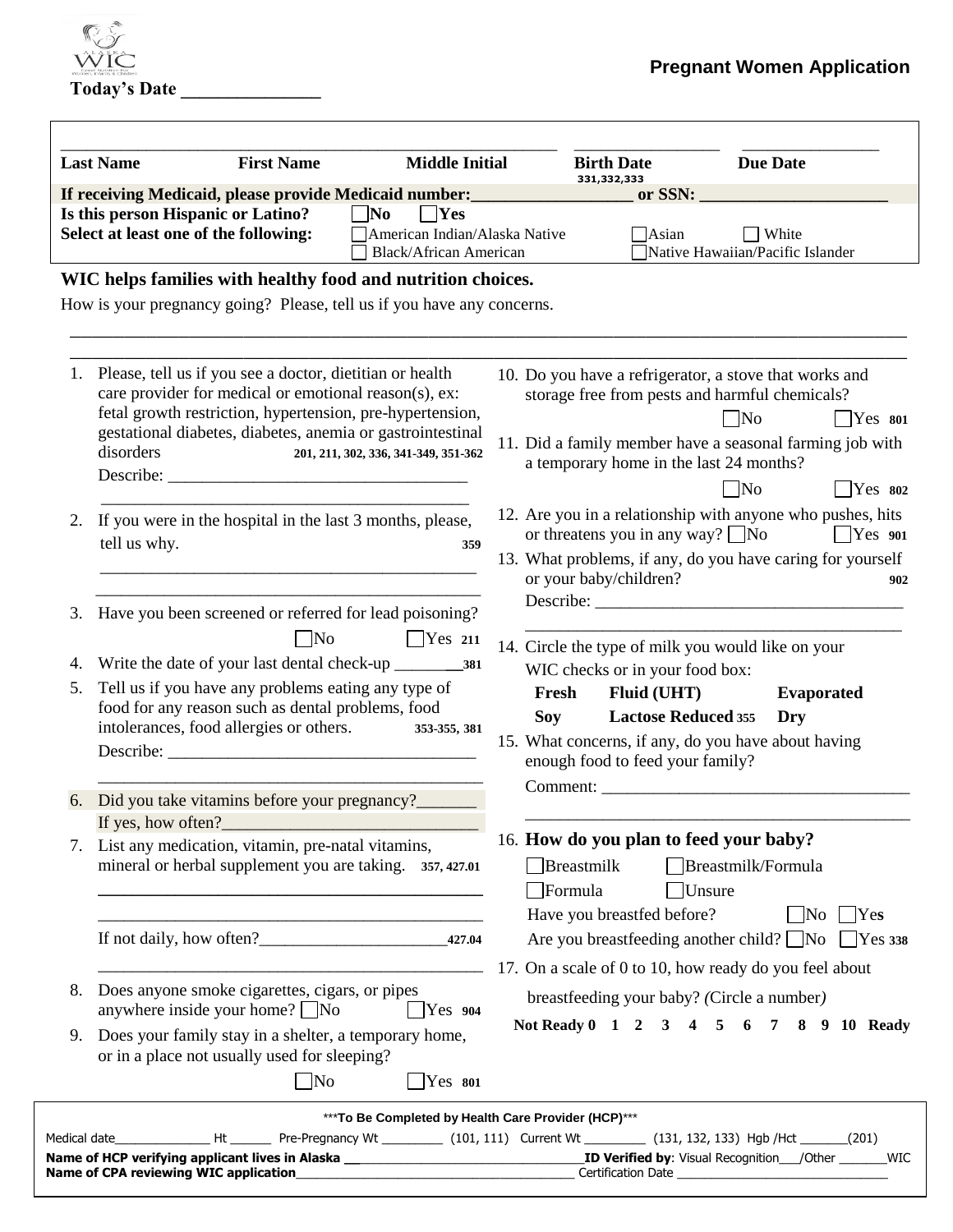Alaska WIC

**Pregnant Women Application**

**Today's Date** _______________

| **Last Name** | **First Name** | **Middle Initial** | **Birth Date** 331,332,333 | **Due Date** |
|---|---|---|---|---|

**If receiving Medicaid, please provide Medicaid number:**__________________ **or SSN:** ______________________

**Is this person Hispanic or Latino?** ☐ **No** ☐ **Yes**

**Select at least one of the following:** ☐ American Indian/Alaska Native ☐ Asian ☐ White ☐ Black/African American ☐ Native Hawaiian/Pacific Islander

## WIC helps families with healthy food and nutrition choices.

How is your pregnancy going? Please, tell us if you have any concerns.

_______________________________________________________________________________

_______________________________________________________________________________

1. Please, tell us if you see a doctor, dietitian or health care provider for medical or emotional reason(s), ex: fetal growth restriction, hypertension, pre-hypertension, gestational diabetes, diabetes, anemia or gastrointestinal disorders **201, 211, 302, 336, 341-349, 351-362**
   Describe: ____________________________________
   ____________________________________________
2. If you were in the hospital in the last 3 months, please, tell us why. **359**
   ____________________________________________
   ____________________________________________
3. Have you been screened or referred for lead poisoning? ☐ No ☐ Yes **211**
4. Write the date of your last dental check-up ________**381**
5. Tell us if you have any problems eating any type of food for any reason such as dental problems, food intolerances, food allergies or others. **353-355, 381**
   Describe: ____________________________________
   ____________________________________________
6. Did you take vitamins before your pregnancy?_______
   If yes, how often?______________________________
7. List any medication, vitamin, pre-natal vitamins, mineral or herbal supplement you are taking. **357, 427.01**
   ____________________________________________
   ____________________________________________
   If not daily, how often?_______________________**427.04**
   ____________________________________________
8. Does anyone smoke cigarettes, cigars, or pipes anywhere inside your home? ☐ No ☐ Yes **904**
9. Does your family stay in a shelter, a temporary home, or in a place not usually used for sleeping? ☐ No ☐ Yes **801**
10. Do you have a refrigerator, a stove that works and storage free from pests and harmful chemicals? ☐ No ☐ Yes **801**
11. Did a family member have a seasonal farming job with a temporary home in the last 24 months? ☐ No ☐ Yes **802**
12. Are you in a relationship with anyone who pushes, hits or threatens you in any way? ☐ No ☐ Yes **901**
13. What problems, if any, do you have caring for yourself or your baby/children? **902**
    Describe: ____________________________________
    ____________________________________________
14. Circle the type of milk you would like on your WIC checks or in your food box:
    **Fresh** **Fluid (UHT)** **Evaporated**
    **Soy** **Lactose Reduced 355** **Dry**
15. What concerns, if any, do you have about having enough food to feed your family?
    Comment: ____________________________________
    ____________________________________________
16. **How do you plan to feed your baby?**
    ☐ Breastmilk ☐ Breastmilk/Formula
    ☐ Formula ☐ Unsure
    Have you breastfed before? ☐ No ☐ Yes
    Are you breastfeeding another child? ☐ No ☐ Yes **338**
17. On a scale of 0 to 10, how ready do you feel about breastfeeding your baby? *(Circle a number)*
    **Not Ready 0 1 2 3 4 5 6 7 8 9 10 Ready**

***__To Be Completed by Health Care Provider (HCP)__***

Medical date______________ Ht ______ Pre-Pregnancy Wt _________ (101, 111) Current Wt _________ (131, 132, 133) Hgb /Hct _______(201)

**Name of HCP verifying applicant lives in Alaska** ___________________________________ **ID Verified by**: Visual Recognition___/Other _______WIC

**Name of CPA reviewing WIC application**_____________________________________ Certification Date _______________________________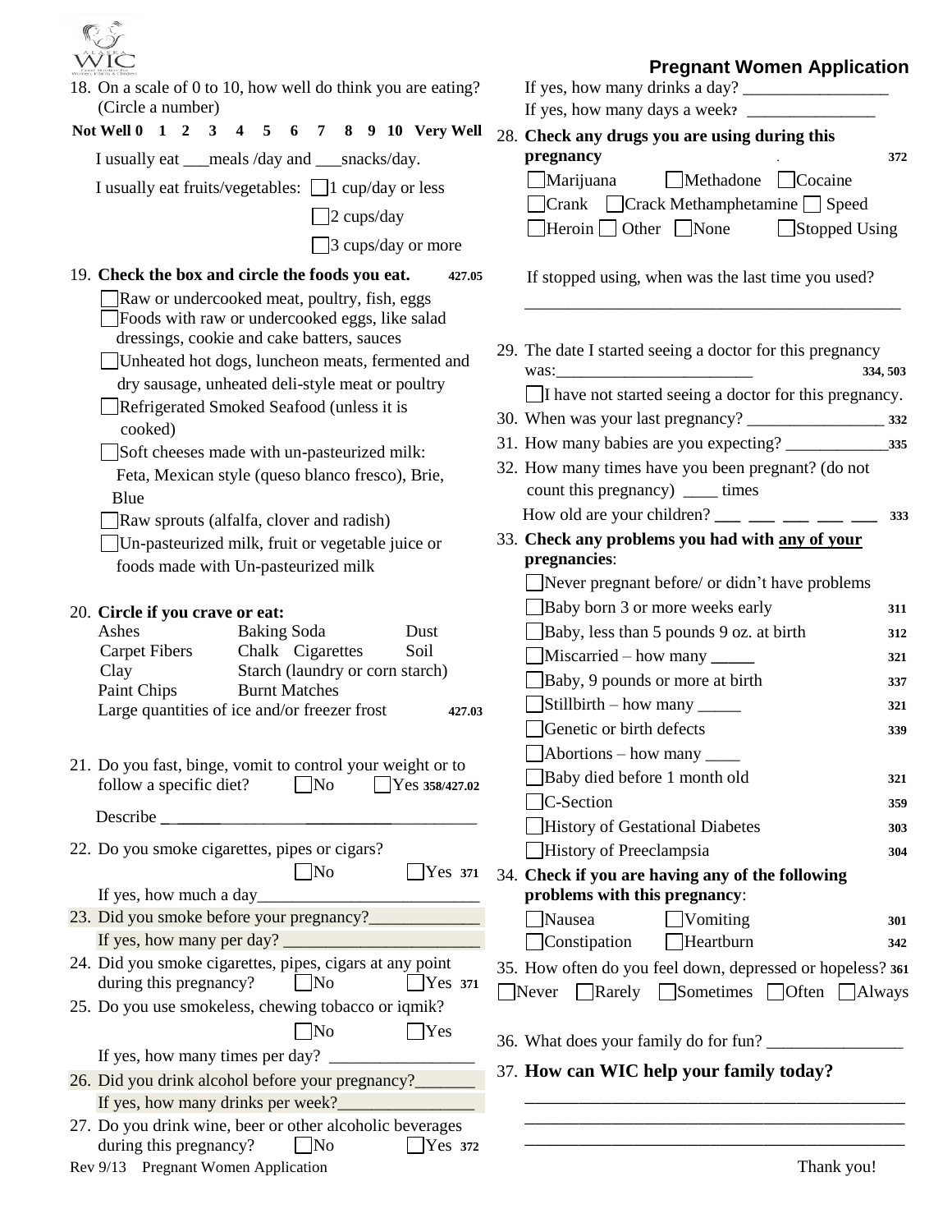# Pregnant Women Application

18. On a scale of 0 to 10, how well do think you are eating? (Circle a number)

    **Not Well 0 1 2 3 4 5 6 7 8 9 10 Very Well**

    I usually eat ___meals /day and ___snacks/day.

    I usually eat fruits/vegetables: ☐1 cup/day or less
    ☐2 cups/day
    ☐3 cups/day or more

19. **Check the box and circle the foods you eat.** **427.05**
    - ☐Raw or undercooked meat, poultry, fish, eggs
    - ☐Foods with raw or undercooked eggs, like salad dressings, cookie and cake batters, sauces
    - ☐Unheated hot dogs, luncheon meats, fermented and dry sausage, unheated deli-style meat or poultry
    - ☐Refrigerated Smoked Seafood (unless it is cooked)
    - ☐Soft cheeses made with un-pasteurized milk: Feta, Mexican style (queso blanco fresco), Brie, Blue
    - ☐Raw sprouts (alfalfa, clover and radish)
    - ☐Un-pasteurized milk, fruit or vegetable juice or foods made with Un-pasteurized milk

20. **Circle if you crave or eat:**

    Ashes Baking Soda Dust
    Carpet Fibers Chalk Cigarettes Soil
    Clay Starch (laundry or corn starch)
    Paint Chips Burnt Matches
    Large quantities of ice and/or freezer frost **427.03**

21. Do you fast, binge, vomit to control your weight or to follow a specific diet? ☐No ☐Yes **358/427.02**

    Describe ______________________________________

22. Do you smoke cigarettes, pipes or cigars? ☐No ☐Yes **371**

    If yes, how much a day__________________________

23. Did you smoke before your pregnancy?_____________

    If yes, how many per day? _______________________

24. Did you smoke cigarettes, pipes, cigars at any point during this pregnancy? ☐No ☐Yes **371**

25. Do you use smokeless, chewing tobacco or iqmik? ☐No ☐Yes

    If yes, how many times per day? _________________

26. Did you drink alcohol before your pregnancy?_______

    If yes, how many drinks per week?________________

27. Do you drink wine, beer or other alcoholic beverages during this pregnancy? ☐No ☐Yes **372**

    If yes, how many drinks a day? _________________

    If yes, how many days a week? _______________

28. **Check any drugs you are using during this pregnancy** **372**

    ☐Marijuana ☐Methadone ☐Cocaine
    ☐Crank ☐Crack Methamphetamine ☐ Speed
    ☐Heroin ☐ Other ☐None ☐Stopped Using

    If stopped using, when was the last time you used?

    _____________________________________________

29. The date I started seeing a doctor for this pregnancy was:________________________ **334, 503**

    ☐I have not started seeing a doctor for this pregnancy.

30. When was your last pregnancy? ________________ **332**

31. How many babies are you expecting? ____________**335**

32. How many times have you been pregnant? (do not count this pregnancy) ____ times

    How old are your children? ___ ___ ___ ___ ___ **333**

33. **Check any problems you had with <u>any of your</u> pregnancies**:
    - ☐Never pregnant before/ or didn't have problems
    - ☐Baby born 3 or more weeks early **311**
    - ☐Baby, less than 5 pounds 9 oz. at birth **312**
    - ☐Miscarried – how many _____ **321**
    - ☐Baby, 9 pounds or more at birth **337**
    - ☐Stillbirth – how many _____ **321**
    - ☐Genetic or birth defects **339**
    - ☐Abortions – how many ____
    - ☐Baby died before 1 month old **321**
    - ☐C-Section **359**
    - ☐History of Gestational Diabetes **303**
    - ☐History of Preeclampsia **304**

34. **Check if you are having any of the following problems with this pregnancy**:

    ☐Nausea ☐Vomiting **301**
    ☐Constipation ☐Heartburn **342**

35. How often do you feel down, depressed or hopeless? **361**

    ☐Never ☐Rarely ☐Sometimes ☐Often ☐Always

36. What does your family do for fun? ________________

37. **How can WIC help your family today?**

    ____________________________________________
    ____________________________________________
    ____________________________________________

Rev 9/13 Pregnant Women Application

Thank you!